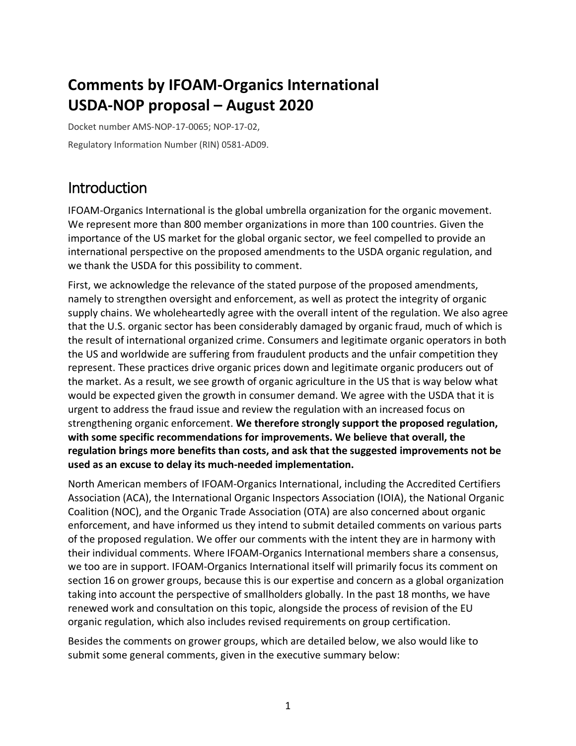# Comments by IFOAM-Organics International
# USDA-NOP proposal – August 2020

Docket number AMS-NOP-17-0065; NOP-17-02,

Regulatory Information Number (RIN) 0581-AD09.

## Introduction

IFOAM-Organics International is the global umbrella organization for the organic movement. We represent more than 800 member organizations in more than 100 countries. Given the importance of the US market for the global organic sector, we feel compelled to provide an international perspective on the proposed amendments to the USDA organic regulation, and we thank the USDA for this possibility to comment.

First, we acknowledge the relevance of the stated purpose of the proposed amendments, namely to strengthen oversight and enforcement, as well as protect the integrity of organic supply chains. We wholeheartedly agree with the overall intent of the regulation. We also agree that the U.S. organic sector has been considerably damaged by organic fraud, much of which is the result of international organized crime. Consumers and legitimate organic operators in both the US and worldwide are suffering from fraudulent products and the unfair competition they represent. These practices drive organic prices down and legitimate organic producers out of the market. As a result, we see growth of organic agriculture in the US that is way below what would be expected given the growth in consumer demand. We agree with the USDA that it is urgent to address the fraud issue and review the regulation with an increased focus on strengthening organic enforcement. **We therefore strongly support the proposed regulation, with some specific recommendations for improvements. We believe that overall, the regulation brings more benefits than costs, and ask that the suggested improvements not be used as an excuse to delay its much-needed implementation.**

North American members of IFOAM-Organics International, including the Accredited Certifiers Association (ACA), the International Organic Inspectors Association (IOIA), the National Organic Coalition (NOC), and the Organic Trade Association (OTA) are also concerned about organic enforcement, and have informed us they intend to submit detailed comments on various parts of the proposed regulation. We offer our comments with the intent they are in harmony with their individual comments. Where IFOAM-Organics International members share a consensus, we too are in support. IFOAM-Organics International itself will primarily focus its comment on section 16 on grower groups, because this is our expertise and concern as a global organization taking into account the perspective of smallholders globally. In the past 18 months, we have renewed work and consultation on this topic, alongside the process of revision of the EU organic regulation, which also includes revised requirements on group certification.

Besides the comments on grower groups, which are detailed below, we also would like to submit some general comments, given in the executive summary below: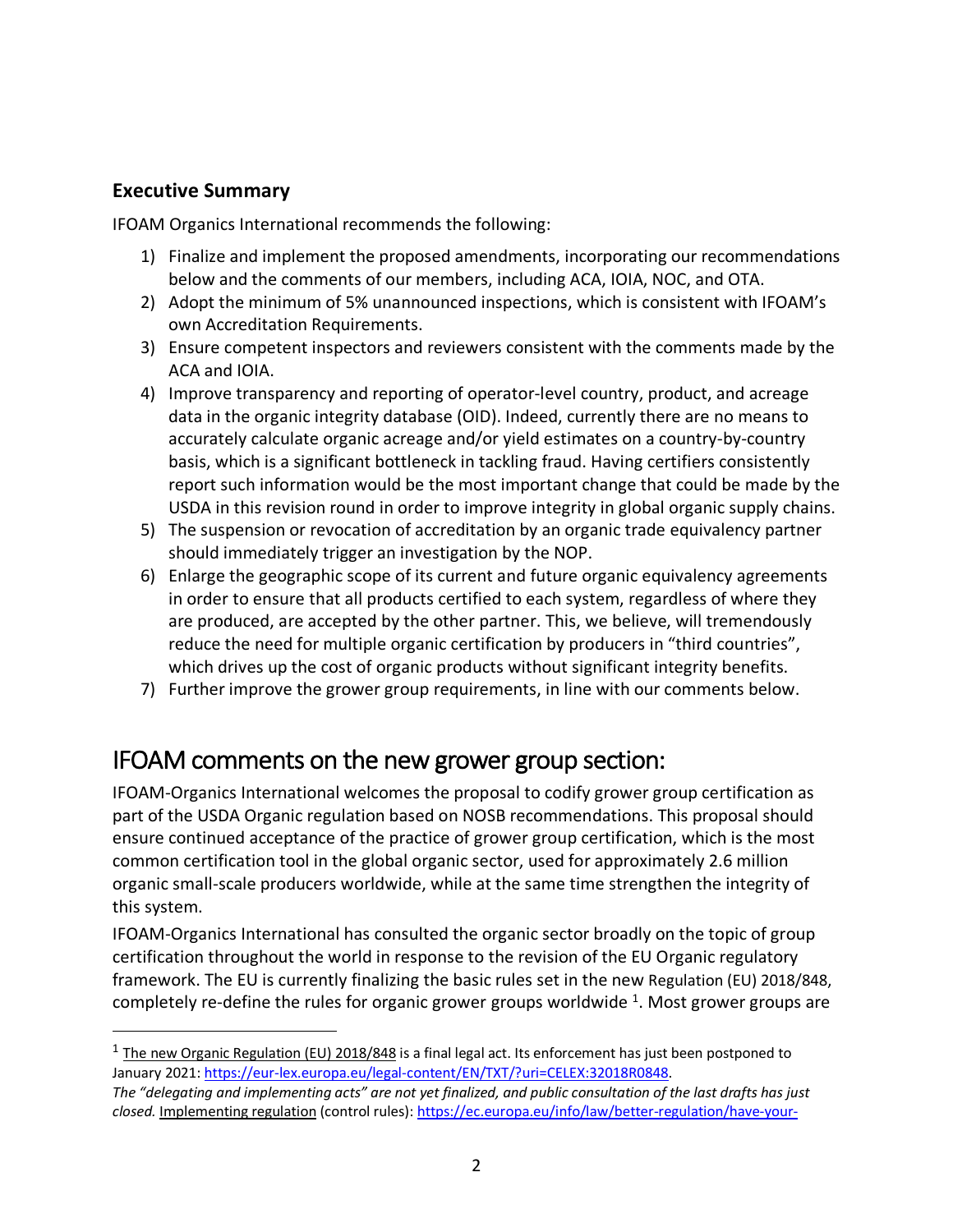## Executive Summary

IFOAM Organics International recommends the following:

1) Finalize and implement the proposed amendments, incorporating our recommendations below and the comments of our members, including ACA, IOIA, NOC, and OTA.
2) Adopt the minimum of 5% unannounced inspections, which is consistent with IFOAM's own Accreditation Requirements.
3) Ensure competent inspectors and reviewers consistent with the comments made by the ACA and IOIA.
4) Improve transparency and reporting of operator-level country, product, and acreage data in the organic integrity database (OID). Indeed, currently there are no means to accurately calculate organic acreage and/or yield estimates on a country-by-country basis, which is a significant bottleneck in tackling fraud. Having certifiers consistently report such information would be the most important change that could be made by the USDA in this revision round in order to improve integrity in global organic supply chains.
5) The suspension or revocation of accreditation by an organic trade equivalency partner should immediately trigger an investigation by the NOP.
6) Enlarge the geographic scope of its current and future organic equivalency agreements in order to ensure that all products certified to each system, regardless of where they are produced, are accepted by the other partner. This, we believe, will tremendously reduce the need for multiple organic certification by producers in "third countries", which drives up the cost of organic products without significant integrity benefits.
7) Further improve the grower group requirements, in line with our comments below.

# IFOAM comments on the new grower group section:

IFOAM-Organics International welcomes the proposal to codify grower group certification as part of the USDA Organic regulation based on NOSB recommendations. This proposal should ensure continued acceptance of the practice of grower group certification, which is the most common certification tool in the global organic sector, used for approximately 2.6 million organic small-scale producers worldwide, while at the same time strengthen the integrity of this system.

IFOAM-Organics International has consulted the organic sector broadly on the topic of group certification throughout the world in response to the revision of the EU Organic regulatory framework. The EU is currently finalizing the basic rules set in the new Regulation (EU) 2018/848, completely re-define the rules for organic grower groups worldwide [1]. Most grower groups are

[1] The new Organic Regulation (EU) 2018/848 is a final legal act. Its enforcement has just been postponed to January 2021: https://eur-lex.europa.eu/legal-content/EN/TXT/?uri=CELEX:32018R0848.
*The "delegating and implementing acts" are not yet finalized, and public consultation of the last drafts has just closed.* Implementing regulation (control rules): https://ec.europa.eu/info/law/better-regulation/have-your-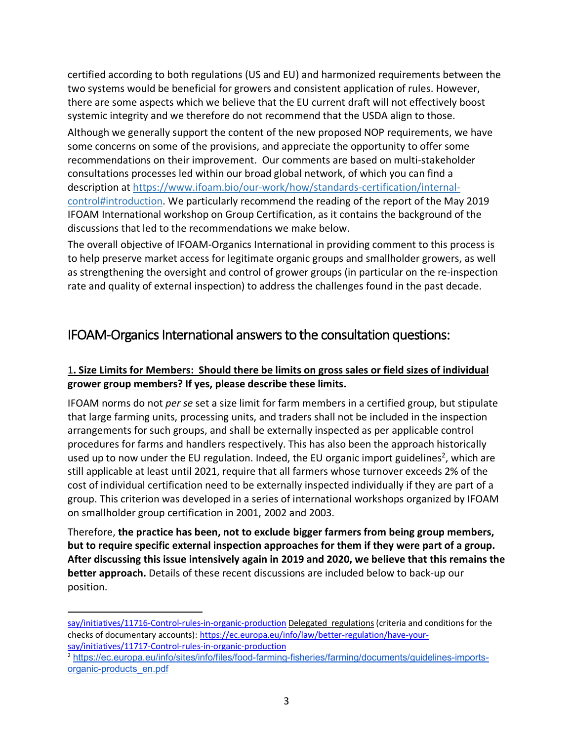certified according to both regulations (US and EU) and harmonized requirements between the two systems would be beneficial for growers and consistent application of rules. However, there are some aspects which we believe that the EU current draft will not effectively boost systemic integrity and we therefore do not recommend that the USDA align to those.

Although we generally support the content of the new proposed NOP requirements, we have some concerns on some of the provisions, and appreciate the opportunity to offer some recommendations on their improvement. Our comments are based on multi-stakeholder consultations processes led within our broad global network, of which you can find a description at https://www.ifoam.bio/our-work/how/standards-certification/internal-control#introduction. We particularly recommend the reading of the report of the May 2019 IFOAM International workshop on Group Certification, as it contains the background of the discussions that led to the recommendations we make below.

The overall objective of IFOAM-Organics International in providing comment to this process is to help preserve market access for legitimate organic groups and smallholder growers, as well as strengthening the oversight and control of grower groups (in particular on the re-inspection rate and quality of external inspection) to address the challenges found in the past decade.

## IFOAM-Organics International answers to the consultation questions:

### 1. Size Limits for Members: Should there be limits on gross sales or field sizes of individual grower group members? If yes, please describe these limits.

IFOAM norms do not *per se* set a size limit for farm members in a certified group, but stipulate that large farming units, processing units, and traders shall not be included in the inspection arrangements for such groups, and shall be externally inspected as per applicable control procedures for farms and handlers respectively. This has also been the approach historically used up to now under the EU regulation. Indeed, the EU organic import guidelines[2], which are still applicable at least until 2021, require that all farmers whose turnover exceeds 2% of the cost of individual certification need to be externally inspected individually if they are part of a group. This criterion was developed in a series of international workshops organized by IFOAM on smallholder group certification in 2001, 2002 and 2003.

Therefore, **the practice has been, not to exclude bigger farmers from being group members, but to require specific external inspection approaches for them if they were part of a group. After discussing this issue intensively again in 2019 and 2020, we believe that this remains the better approach.** Details of these recent discussions are included below to back-up our position.

---

say/initiatives/11716-Control-rules-in-organic-production Delegated regulations (criteria and conditions for the checks of documentary accounts): https://ec.europa.eu/info/law/better-regulation/have-your-say/initiatives/11717-Control-rules-in-organic-production

[2] https://ec.europa.eu/info/sites/info/files/food-farming-fisheries/farming/documents/guidelines-imports-organic-products_en.pdf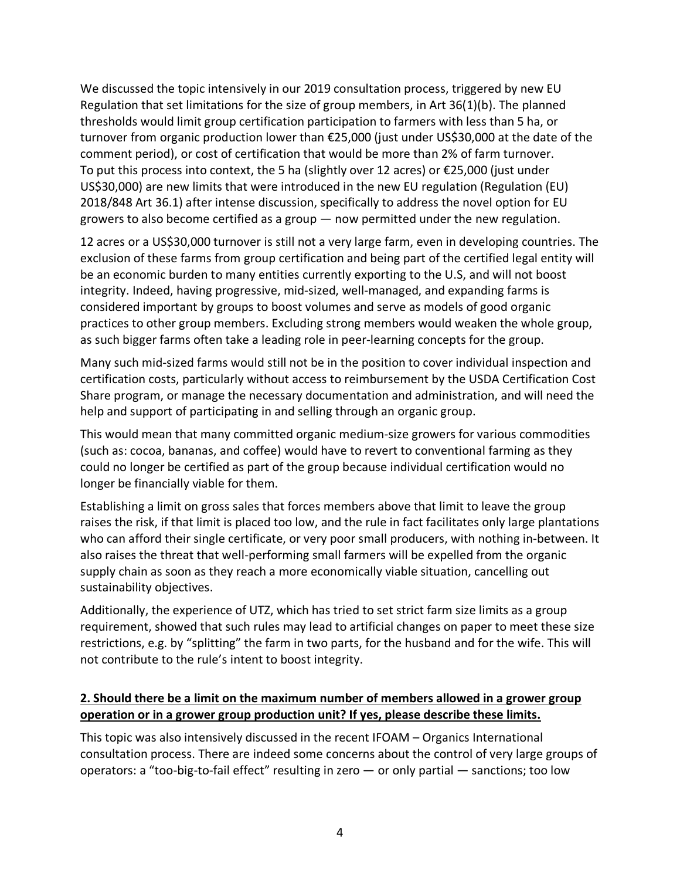We discussed the topic intensively in our 2019 consultation process, triggered by new EU Regulation that set limitations for the size of group members, in Art 36(1)(b). The planned thresholds would limit group certification participation to farmers with less than 5 ha, or turnover from organic production lower than €25,000 (just under US$30,000 at the date of the comment period), or cost of certification that would be more than 2% of farm turnover. To put this process into context, the 5 ha (slightly over 12 acres) or €25,000 (just under US$30,000) are new limits that were introduced in the new EU regulation (Regulation (EU) 2018/848 Art 36.1) after intense discussion, specifically to address the novel option for EU growers to also become certified as a group — now permitted under the new regulation.

12 acres or a US$30,000 turnover is still not a very large farm, even in developing countries. The exclusion of these farms from group certification and being part of the certified legal entity will be an economic burden to many entities currently exporting to the U.S, and will not boost integrity. Indeed, having progressive, mid-sized, well-managed, and expanding farms is considered important by groups to boost volumes and serve as models of good organic practices to other group members. Excluding strong members would weaken the whole group, as such bigger farms often take a leading role in peer-learning concepts for the group.

Many such mid-sized farms would still not be in the position to cover individual inspection and certification costs, particularly without access to reimbursement by the USDA Certification Cost Share program, or manage the necessary documentation and administration, and will need the help and support of participating in and selling through an organic group.

This would mean that many committed organic medium-size growers for various commodities (such as: cocoa, bananas, and coffee) would have to revert to conventional farming as they could no longer be certified as part of the group because individual certification would no longer be financially viable for them.

Establishing a limit on gross sales that forces members above that limit to leave the group raises the risk, if that limit is placed too low, and the rule in fact facilitates only large plantations who can afford their single certificate, or very poor small producers, with nothing in-between. It also raises the threat that well-performing small farmers will be expelled from the organic supply chain as soon as they reach a more economically viable situation, cancelling out sustainability objectives.

Additionally, the experience of UTZ, which has tried to set strict farm size limits as a group requirement, showed that such rules may lead to artificial changes on paper to meet these size restrictions, e.g. by "splitting" the farm in two parts, for the husband and for the wife. This will not contribute to the rule's intent to boost integrity.

**2. Should there be a limit on the maximum number of members allowed in a grower group operation or in a grower group production unit? If yes, please describe these limits.**

This topic was also intensively discussed in the recent IFOAM – Organics International consultation process. There are indeed some concerns about the control of very large groups of operators: a "too-big-to-fail effect" resulting in zero — or only partial — sanctions; too low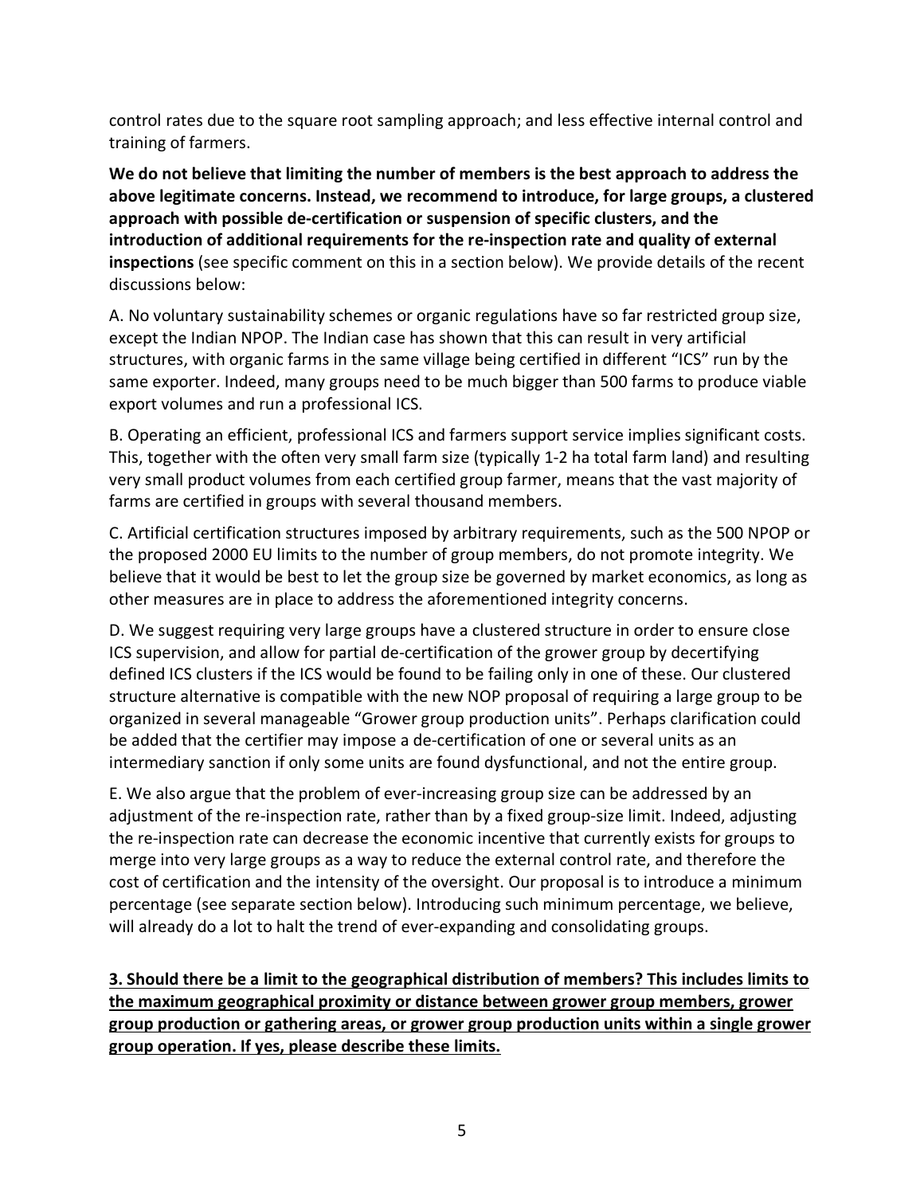control rates due to the square root sampling approach; and less effective internal control and training of farmers.

**We do not believe that limiting the number of members is the best approach to address the above legitimate concerns. Instead, we recommend to introduce, for large groups, a clustered approach with possible de-certification or suspension of specific clusters, and the introduction of additional requirements for the re-inspection rate and quality of external inspections** (see specific comment on this in a section below). We provide details of the recent discussions below:

A. No voluntary sustainability schemes or organic regulations have so far restricted group size, except the Indian NPOP. The Indian case has shown that this can result in very artificial structures, with organic farms in the same village being certified in different "ICS" run by the same exporter. Indeed, many groups need to be much bigger than 500 farms to produce viable export volumes and run a professional ICS.

B. Operating an efficient, professional ICS and farmers support service implies significant costs. This, together with the often very small farm size (typically 1-2 ha total farm land) and resulting very small product volumes from each certified group farmer, means that the vast majority of farms are certified in groups with several thousand members.

C. Artificial certification structures imposed by arbitrary requirements, such as the 500 NPOP or the proposed 2000 EU limits to the number of group members, do not promote integrity. We believe that it would be best to let the group size be governed by market economics, as long as other measures are in place to address the aforementioned integrity concerns.

D. We suggest requiring very large groups have a clustered structure in order to ensure close ICS supervision, and allow for partial de-certification of the grower group by decertifying defined ICS clusters if the ICS would be found to be failing only in one of these. Our clustered structure alternative is compatible with the new NOP proposal of requiring a large group to be organized in several manageable "Grower group production units". Perhaps clarification could be added that the certifier may impose a de-certification of one or several units as an intermediary sanction if only some units are found dysfunctional, and not the entire group.

E. We also argue that the problem of ever-increasing group size can be addressed by an adjustment of the re-inspection rate, rather than by a fixed group-size limit. Indeed, adjusting the re-inspection rate can decrease the economic incentive that currently exists for groups to merge into very large groups as a way to reduce the external control rate, and therefore the cost of certification and the intensity of the oversight. Our proposal is to introduce a minimum percentage (see separate section below). Introducing such minimum percentage, we believe, will already do a lot to halt the trend of ever-expanding and consolidating groups.

**3. Should there be a limit to the geographical distribution of members? This includes limits to the maximum geographical proximity or distance between grower group members, grower group production or gathering areas, or grower group production units within a single grower group operation. If yes, please describe these limits.**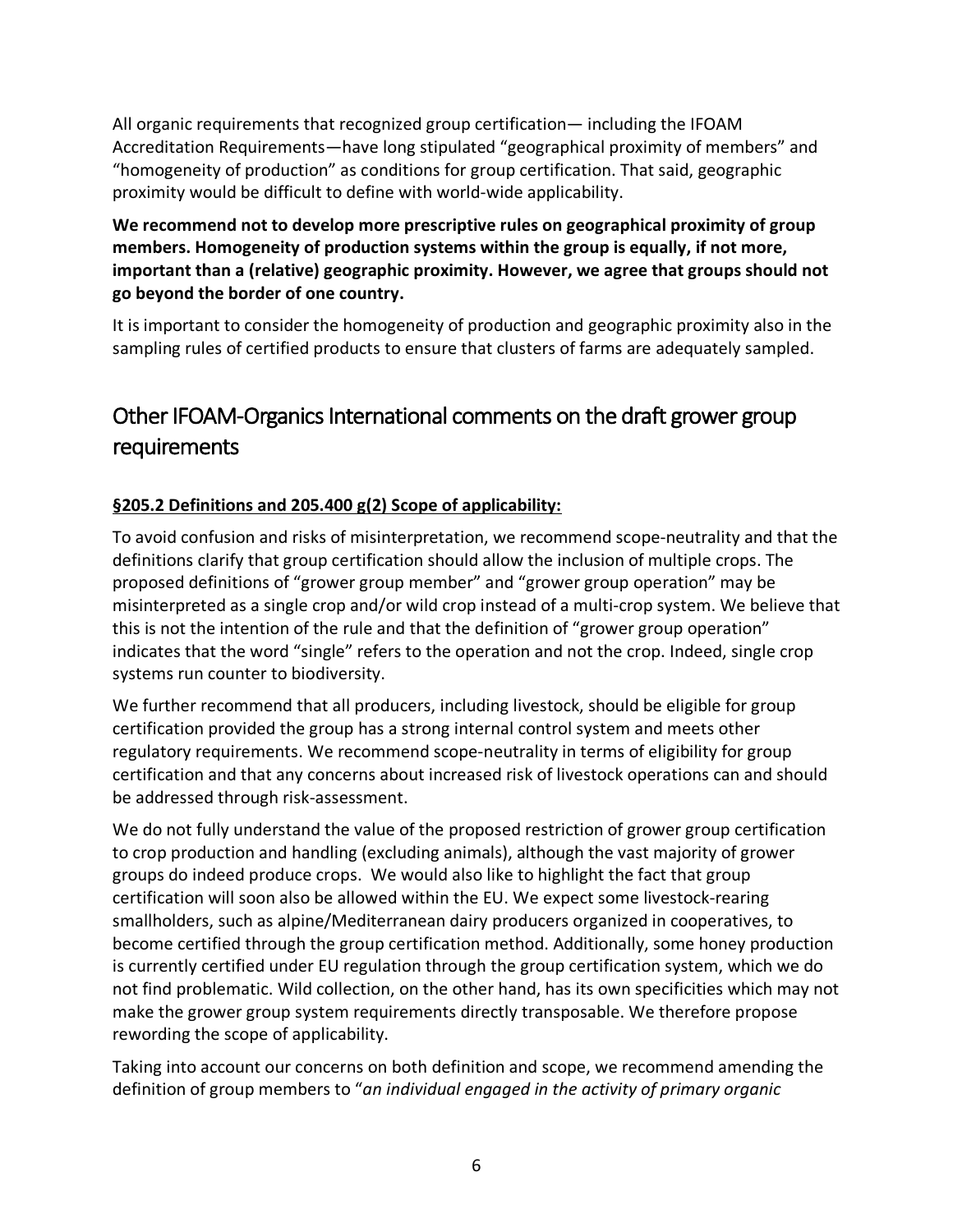All organic requirements that recognized group certification— including the IFOAM Accreditation Requirements—have long stipulated "geographical proximity of members" and "homogeneity of production" as conditions for group certification. That said, geographic proximity would be difficult to define with world-wide applicability.

**We recommend not to develop more prescriptive rules on geographical proximity of group members. Homogeneity of production systems within the group is equally, if not more, important than a (relative) geographic proximity. However, we agree that groups should not go beyond the border of one country.**

It is important to consider the homogeneity of production and geographic proximity also in the sampling rules of certified products to ensure that clusters of farms are adequately sampled.

## Other IFOAM-Organics International comments on the draft grower group requirements

### §205.2 Definitions and 205.400 g(2) Scope of applicability:

To avoid confusion and risks of misinterpretation, we recommend scope-neutrality and that the definitions clarify that group certification should allow the inclusion of multiple crops. The proposed definitions of "grower group member" and "grower group operation" may be misinterpreted as a single crop and/or wild crop instead of a multi-crop system. We believe that this is not the intention of the rule and that the definition of "grower group operation" indicates that the word "single" refers to the operation and not the crop. Indeed, single crop systems run counter to biodiversity.

We further recommend that all producers, including livestock, should be eligible for group certification provided the group has a strong internal control system and meets other regulatory requirements. We recommend scope-neutrality in terms of eligibility for group certification and that any concerns about increased risk of livestock operations can and should be addressed through risk-assessment.

We do not fully understand the value of the proposed restriction of grower group certification to crop production and handling (excluding animals), although the vast majority of grower groups do indeed produce crops. We would also like to highlight the fact that group certification will soon also be allowed within the EU. We expect some livestock-rearing smallholders, such as alpine/Mediterranean dairy producers organized in cooperatives, to become certified through the group certification method. Additionally, some honey production is currently certified under EU regulation through the group certification system, which we do not find problematic. Wild collection, on the other hand, has its own specificities which may not make the grower group system requirements directly transposable. We therefore propose rewording the scope of applicability.

Taking into account our concerns on both definition and scope, we recommend amending the definition of group members to "*an individual engaged in the activity of primary organic*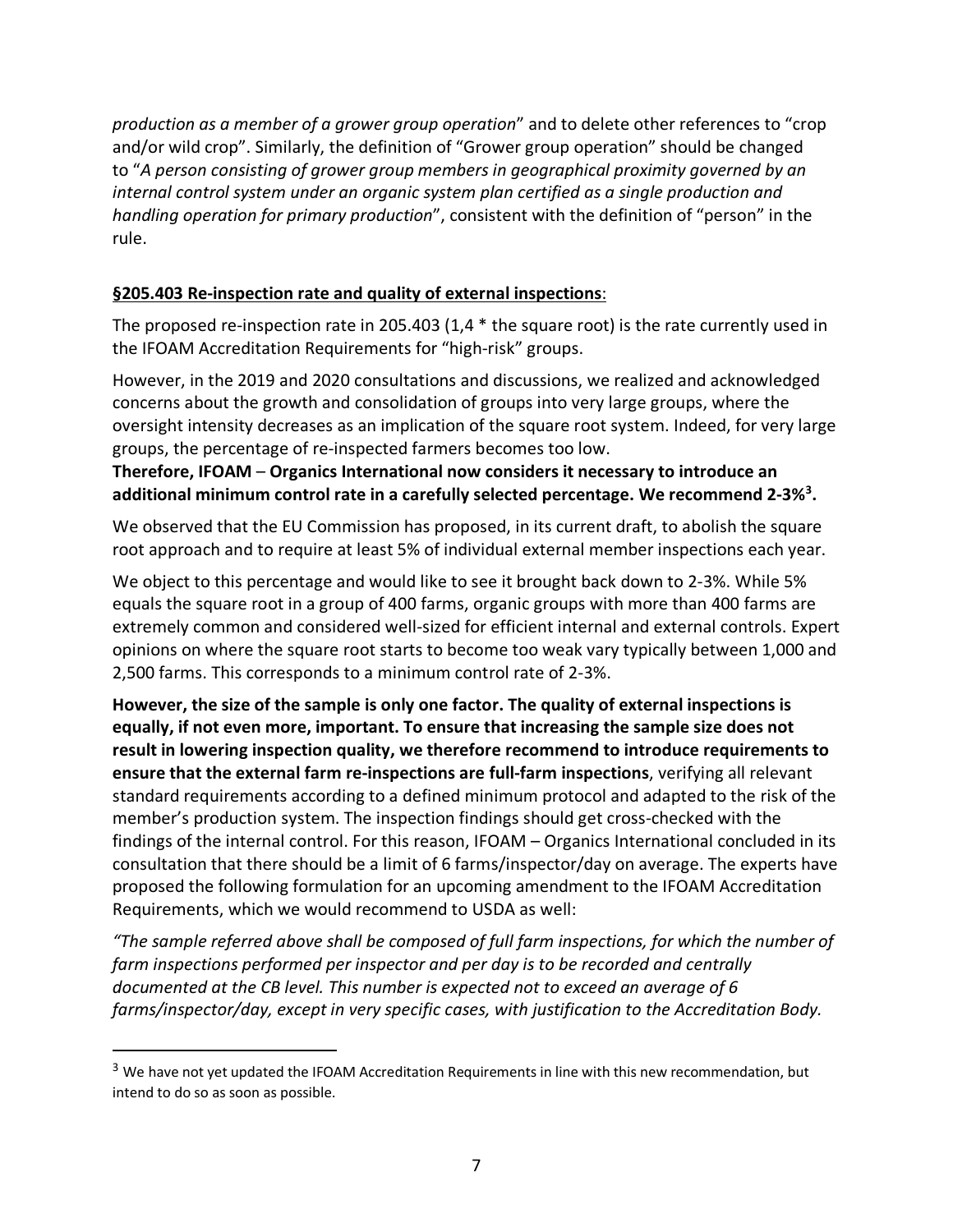*production as a member of a grower group operation*" and to delete other references to "crop and/or wild crop". Similarly, the definition of "Grower group operation" should be changed to "*A person consisting of grower group members in geographical proximity governed by an internal control system under an organic system plan certified as a single production and handling operation for primary production*", consistent with the definition of "person" in the rule.

**§205.403 Re-inspection rate and quality of external inspections**:

The proposed re-inspection rate in 205.403 (1,4 * the square root) is the rate currently used in the IFOAM Accreditation Requirements for "high-risk" groups.

However, in the 2019 and 2020 consultations and discussions, we realized and acknowledged concerns about the growth and consolidation of groups into very large groups, where the oversight intensity decreases as an implication of the square root system. Indeed, for very large groups, the percentage of re-inspected farmers becomes too low.

**Therefore, IFOAM – Organics International now considers it necessary to introduce an additional minimum control rate in a carefully selected percentage. We recommend 2-3%[3].**

We observed that the EU Commission has proposed, in its current draft, to abolish the square root approach and to require at least 5% of individual external member inspections each year.

We object to this percentage and would like to see it brought back down to 2-3%. While 5% equals the square root in a group of 400 farms, organic groups with more than 400 farms are extremely common and considered well-sized for efficient internal and external controls. Expert opinions on where the square root starts to become too weak vary typically between 1,000 and 2,500 farms. This corresponds to a minimum control rate of 2-3%.

**However, the size of the sample is only one factor. The quality of external inspections is equally, if not even more, important. To ensure that increasing the sample size does not result in lowering inspection quality, we therefore recommend to introduce requirements to ensure that the external farm re-inspections are full-farm inspections**, verifying all relevant standard requirements according to a defined minimum protocol and adapted to the risk of the member's production system. The inspection findings should get cross-checked with the findings of the internal control. For this reason, IFOAM – Organics International concluded in its consultation that there should be a limit of 6 farms/inspector/day on average. The experts have proposed the following formulation for an upcoming amendment to the IFOAM Accreditation Requirements, which we would recommend to USDA as well:

*"The sample referred above shall be composed of full farm inspections, for which the number of farm inspections performed per inspector and per day is to be recorded and centrally documented at the CB level. This number is expected not to exceed an average of 6 farms/inspector/day, except in very specific cases, with justification to the Accreditation Body.*

---

[3] We have not yet updated the IFOAM Accreditation Requirements in line with this new recommendation, but intend to do so as soon as possible.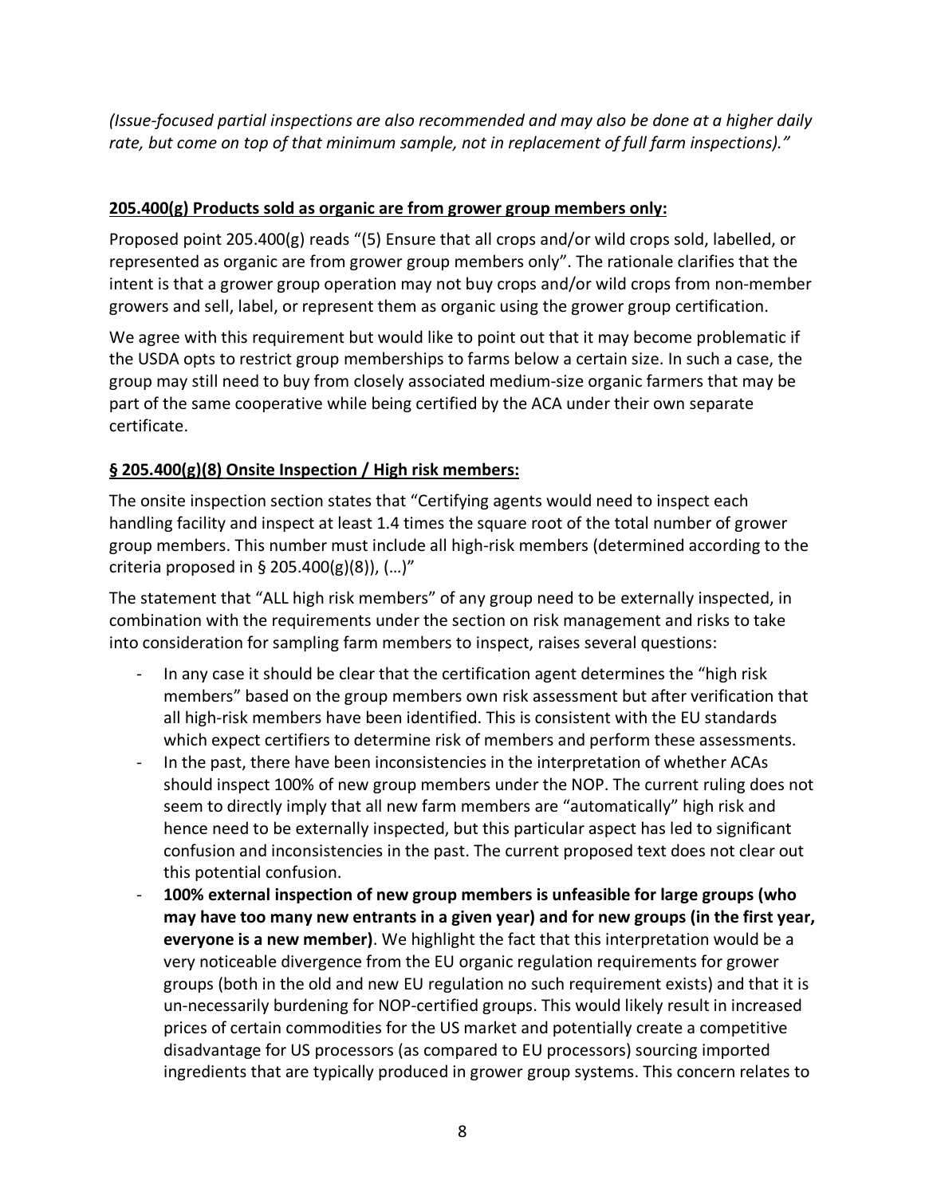*(Issue-focused partial inspections are also recommended and may also be done at a higher daily rate, but come on top of that minimum sample, not in replacement of full farm inspections)."*

**205.400(g) Products sold as organic are from grower group members only:**

Proposed point 205.400(g) reads "(5) Ensure that all crops and/or wild crops sold, labelled, or represented as organic are from grower group members only". The rationale clarifies that the intent is that a grower group operation may not buy crops and/or wild crops from non-member growers and sell, label, or represent them as organic using the grower group certification.

We agree with this requirement but would like to point out that it may become problematic if the USDA opts to restrict group memberships to farms below a certain size. In such a case, the group may still need to buy from closely associated medium-size organic farmers that may be part of the same cooperative while being certified by the ACA under their own separate certificate.

**§ 205.400(g)(8) Onsite Inspection / High risk members:**

The onsite inspection section states that "Certifying agents would need to inspect each handling facility and inspect at least 1.4 times the square root of the total number of grower group members. This number must include all high-risk members (determined according to the criteria proposed in § 205.400(g)(8)), (…)"

The statement that "ALL high risk members" of any group need to be externally inspected, in combination with the requirements under the section on risk management and risks to take into consideration for sampling farm members to inspect, raises several questions:

- In any case it should be clear that the certification agent determines the "high risk members" based on the group members own risk assessment but after verification that all high-risk members have been identified. This is consistent with the EU standards which expect certifiers to determine risk of members and perform these assessments.
- In the past, there have been inconsistencies in the interpretation of whether ACAs should inspect 100% of new group members under the NOP. The current ruling does not seem to directly imply that all new farm members are "automatically" high risk and hence need to be externally inspected, but this particular aspect has led to significant confusion and inconsistencies in the past. The current proposed text does not clear out this potential confusion.
- **100% external inspection of new group members is unfeasible for large groups (who may have too many new entrants in a given year) and for new groups (in the first year, everyone is a new member)**. We highlight the fact that this interpretation would be a very noticeable divergence from the EU organic regulation requirements for grower groups (both in the old and new EU regulation no such requirement exists) and that it is un-necessarily burdening for NOP-certified groups. This would likely result in increased prices of certain commodities for the US market and potentially create a competitive disadvantage for US processors (as compared to EU processors) sourcing imported ingredients that are typically produced in grower group systems. This concern relates to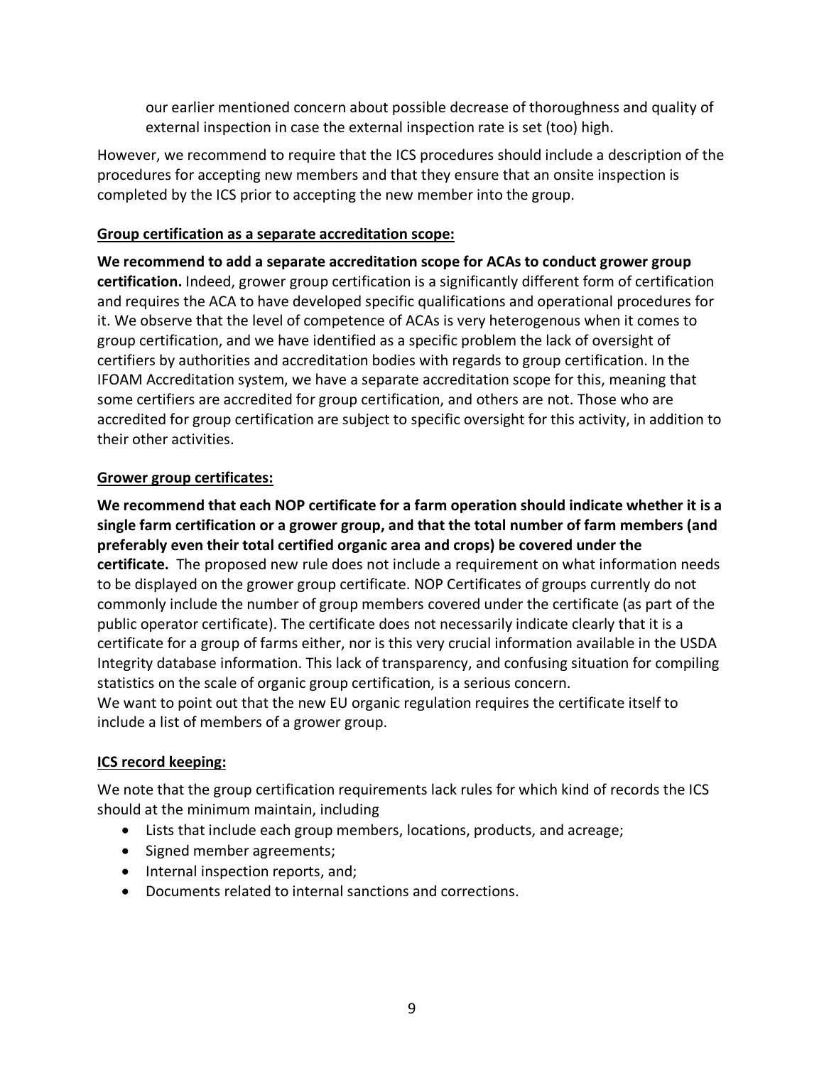our earlier mentioned concern about possible decrease of thoroughness and quality of external inspection in case the external inspection rate is set (too) high.

However, we recommend to require that the ICS procedures should include a description of the procedures for accepting new members and that they ensure that an onsite inspection is completed by the ICS prior to accepting the new member into the group.

**Group certification as a separate accreditation scope:**

**We recommend to add a separate accreditation scope for ACAs to conduct grower group certification.** Indeed, grower group certification is a significantly different form of certification and requires the ACA to have developed specific qualifications and operational procedures for it. We observe that the level of competence of ACAs is very heterogenous when it comes to group certification, and we have identified as a specific problem the lack of oversight of certifiers by authorities and accreditation bodies with regards to group certification. In the IFOAM Accreditation system, we have a separate accreditation scope for this, meaning that some certifiers are accredited for group certification, and others are not. Those who are accredited for group certification are subject to specific oversight for this activity, in addition to their other activities.

**Grower group certificates:**

**We recommend that each NOP certificate for a farm operation should indicate whether it is a single farm certification or a grower group, and that the total number of farm members (and preferably even their total certified organic area and crops) be covered under the certificate.** The proposed new rule does not include a requirement on what information needs to be displayed on the grower group certificate. NOP Certificates of groups currently do not commonly include the number of group members covered under the certificate (as part of the public operator certificate). The certificate does not necessarily indicate clearly that it is a certificate for a group of farms either, nor is this very crucial information available in the USDA Integrity database information. This lack of transparency, and confusing situation for compiling statistics on the scale of organic group certification, is a serious concern.
We want to point out that the new EU organic regulation requires the certificate itself to include a list of members of a grower group.

**ICS record keeping:**

We note that the group certification requirements lack rules for which kind of records the ICS should at the minimum maintain, including

- Lists that include each group members, locations, products, and acreage;
- Signed member agreements;
- Internal inspection reports, and;
- Documents related to internal sanctions and corrections.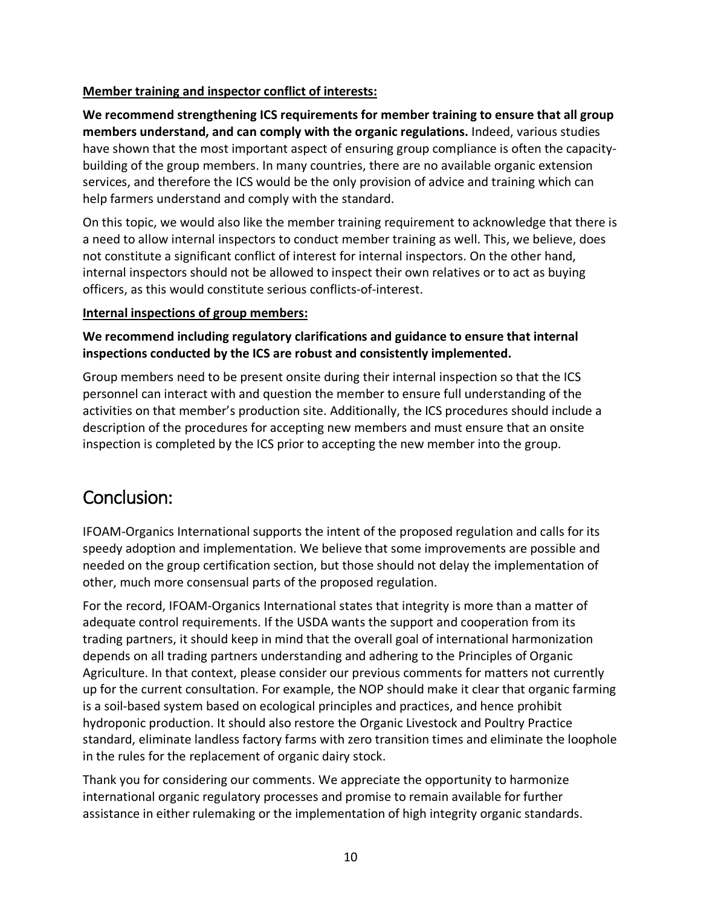**Member training and inspector conflict of interests:**

**We recommend strengthening ICS requirements for member training to ensure that all group members understand, and can comply with the organic regulations.** Indeed, various studies have shown that the most important aspect of ensuring group compliance is often the capacity-building of the group members. In many countries, there are no available organic extension services, and therefore the ICS would be the only provision of advice and training which can help farmers understand and comply with the standard.

On this topic, we would also like the member training requirement to acknowledge that there is a need to allow internal inspectors to conduct member training as well. This, we believe, does not constitute a significant conflict of interest for internal inspectors. On the other hand, internal inspectors should not be allowed to inspect their own relatives or to act as buying officers, as this would constitute serious conflicts-of-interest.

**Internal inspections of group members:**

**We recommend including regulatory clarifications and guidance to ensure that internal inspections conducted by the ICS are robust and consistently implemented.**

Group members need to be present onsite during their internal inspection so that the ICS personnel can interact with and question the member to ensure full understanding of the activities on that member's production site. Additionally, the ICS procedures should include a description of the procedures for accepting new members and must ensure that an onsite inspection is completed by the ICS prior to accepting the new member into the group.

# Conclusion:

IFOAM-Organics International supports the intent of the proposed regulation and calls for its speedy adoption and implementation. We believe that some improvements are possible and needed on the group certification section, but those should not delay the implementation of other, much more consensual parts of the proposed regulation.

For the record, IFOAM-Organics International states that integrity is more than a matter of adequate control requirements. If the USDA wants the support and cooperation from its trading partners, it should keep in mind that the overall goal of international harmonization depends on all trading partners understanding and adhering to the Principles of Organic Agriculture. In that context, please consider our previous comments for matters not currently up for the current consultation. For example, the NOP should make it clear that organic farming is a soil-based system based on ecological principles and practices, and hence prohibit hydroponic production. It should also restore the Organic Livestock and Poultry Practice standard, eliminate landless factory farms with zero transition times and eliminate the loophole in the rules for the replacement of organic dairy stock.

Thank you for considering our comments. We appreciate the opportunity to harmonize international organic regulatory processes and promise to remain available for further assistance in either rulemaking or the implementation of high integrity organic standards.